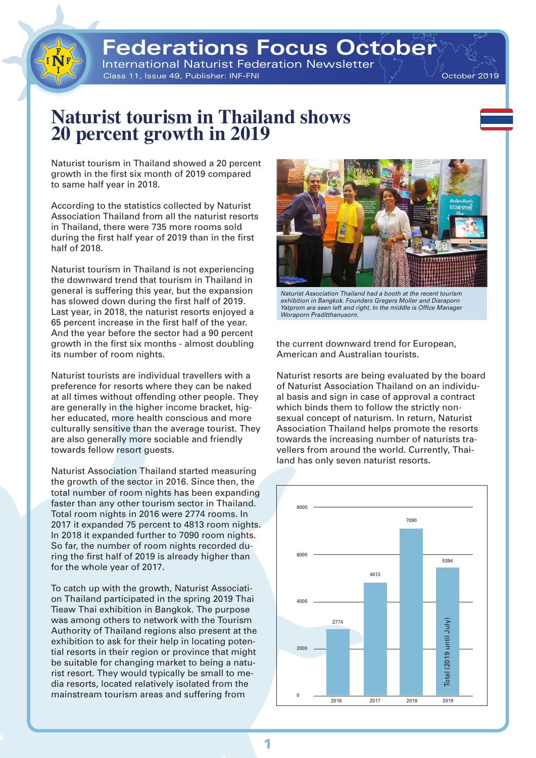# Federations Focus October

International Naturist Federation Newsletter

Class 11, Issue 49, Publisher: INF-FNI

October 2019

## Naturist tourism in Thailand shows 20 percent growth in 2019

Naturist tourism in Thailand showed a 20 percent growth in the first six month of 2019 compared to same half year in 2018.

According to the statistics collected by Naturist Association Thailand from all the naturist resorts in Thailand, there were 735 more rooms sold during the first half year of 2019 than in the first half of 2018.

Naturist tourism in Thailand is not experiencing the downward trend that tourism in Thailand in general is suffering this year, but the expansion has slowed down during the first half of 2019. Last year, in 2018, the naturist resorts enjoyed a 65 percent increase in the first half of the year. And the year before the sector had a 90 percent growth in the first six months - almost doubling its number of room nights.

Naturist tourists are individual travellers with a preference for resorts where they can be naked at all times without offending other people. They are generally in the higher income bracket, higher educated, more health conscious and more culturally sensitive than the average tourist. They are also generally more sociable and friendly towards fellow resort guests.

Naturist Association Thailand started measuring the growth of the sector in 2016. Since then, the total number of room nights has been expanding faster than any other tourism sector in Thailand. Total room nights in 2016 were 2774 rooms. In 2017 it expanded 75 percent to 4813 room nights. In 2018 it expanded further to 7090 room nights. So far, the number of room nights recorded during the first half of 2019 is already higher than for the whole year of 2017.

To catch up with the growth, Naturist Association Thailand participated in the spring 2019 Thai Tieaw Thai exhibition in Bangkok. The purpose was among others to network with the Tourism Authority of Thailand regions also present at the exhibition to ask for their help in locating potential resorts in their region or province that might be suitable for changing market to being a naturist resort. They would typically be small to media resorts, located relatively isolated from the mainstream tourism areas and suffering from the current downward trend for European, American and Australian tourists.

*Naturist Association Thailand had a booth at the recent tourism exhibition in Bangkok. Founders Gregers Moller and Disraporn Yatprom are seen left and right. In the middle is Office Manager Woraporn Praditthanusorn.*

Naturist resorts are being evaluated by the board of Naturist Association Thailand on an individual basis and sign in case of approval a contract which binds them to follow the strictly non-sexual concept of naturism. In return, Naturist Association Thailand helps promote the resorts towards the increasing number of naturists travellers from around the world. Currently, Thailand has only seven naturist resorts.

| Year | Room nights |
|---|---|
| 2016 | 2774 |
| 2017 | 4813 |
| 2018 | 7090 |
| 2019 (Total (2019 until July)) | 5394 |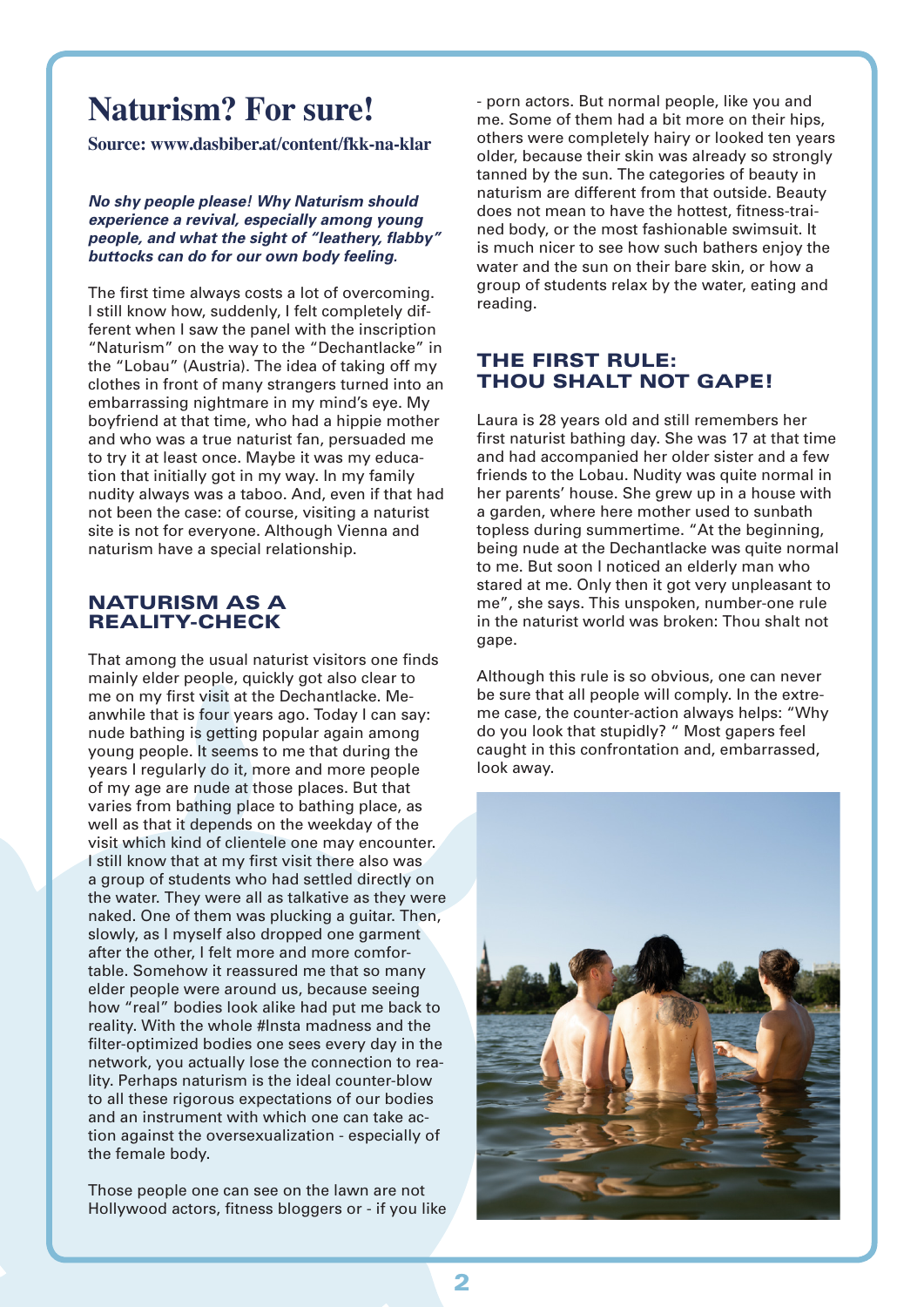# Naturism? For sure!

**Source: www.dasbiber.at/content/fkk-na-klar**

***No shy people please! Why Naturism should experience a revival, especially among young people, and what the sight of "leathery, flabby" buttocks can do for our own body feeling.***

The first time always costs a lot of overcoming. I still know how, suddenly, I felt completely different when I saw the panel with the inscription "Naturism" on the way to the "Dechantlacke" in the "Lobau" (Austria). The idea of taking off my clothes in front of many strangers turned into an embarrassing nightmare in my mind's eye. My boyfriend at that time, who had a hippie mother and who was a true naturist fan, persuaded me to try it at least once. Maybe it was my education that initially got in my way. In my family nudity always was a taboo. And, even if that had not been the case: of course, visiting a naturist site is not for everyone. Although Vienna and naturism have a special relationship.

## NATURISM AS A REALITY-CHECK

That among the usual naturist visitors one finds mainly elder people, quickly got also clear to me on my first visit at the Dechantlacke. Meanwhile that is four years ago. Today I can say: nude bathing is getting popular again among young people. It seems to me that during the years I regularly do it, more and more people of my age are nude at those places. But that varies from bathing place to bathing place, as well as that it depends on the weekday of the visit which kind of clientele one may encounter. I still know that at my first visit there also was a group of students who had settled directly on the water. They were all as talkative as they were naked. One of them was plucking a guitar. Then, slowly, as I myself also dropped one garment after the other, I felt more and more comfortable. Somehow it reassured me that so many elder people were around us, because seeing how "real" bodies look alike had put me back to reality. With the whole #Insta madness and the filter-optimized bodies one sees every day in the network, you actually lose the connection to reality. Perhaps naturism is the ideal counter-blow to all these rigorous expectations of our bodies and an instrument with which one can take action against the oversexualization - especially of the female body.

Those people one can see on the lawn are not Hollywood actors, fitness bloggers or - if you like - porn actors. But normal people, like you and me. Some of them had a bit more on their hips, others were completely hairy or looked ten years older, because their skin was already so strongly tanned by the sun. The categories of beauty in naturism are different from that outside. Beauty does not mean to have the hottest, fitness-trained body, or the most fashionable swimsuit. It is much nicer to see how such bathers enjoy the water and the sun on their bare skin, or how a group of students relax by the water, eating and reading.

## THE FIRST RULE: THOU SHALT NOT GAPE!

Laura is 28 years old and still remembers her first naturist bathing day. She was 17 at that time and had accompanied her older sister and a few friends to the Lobau. Nudity was quite normal in her parents' house. She grew up in a house with a garden, where here mother used to sunbath topless during summertime. "At the beginning, being nude at the Dechantlacke was quite normal to me. But soon I noticed an elderly man who stared at me. Only then it got very unpleasant to me", she says. This unspoken, number-one rule in the naturist world was broken: Thou shalt not gape.

Although this rule is so obvious, one can never be sure that all people will comply. In the extreme case, the counter-action always helps: "Why do you look that stupidly? " Most gapers feel caught in this confrontation and, embarrassed, look away.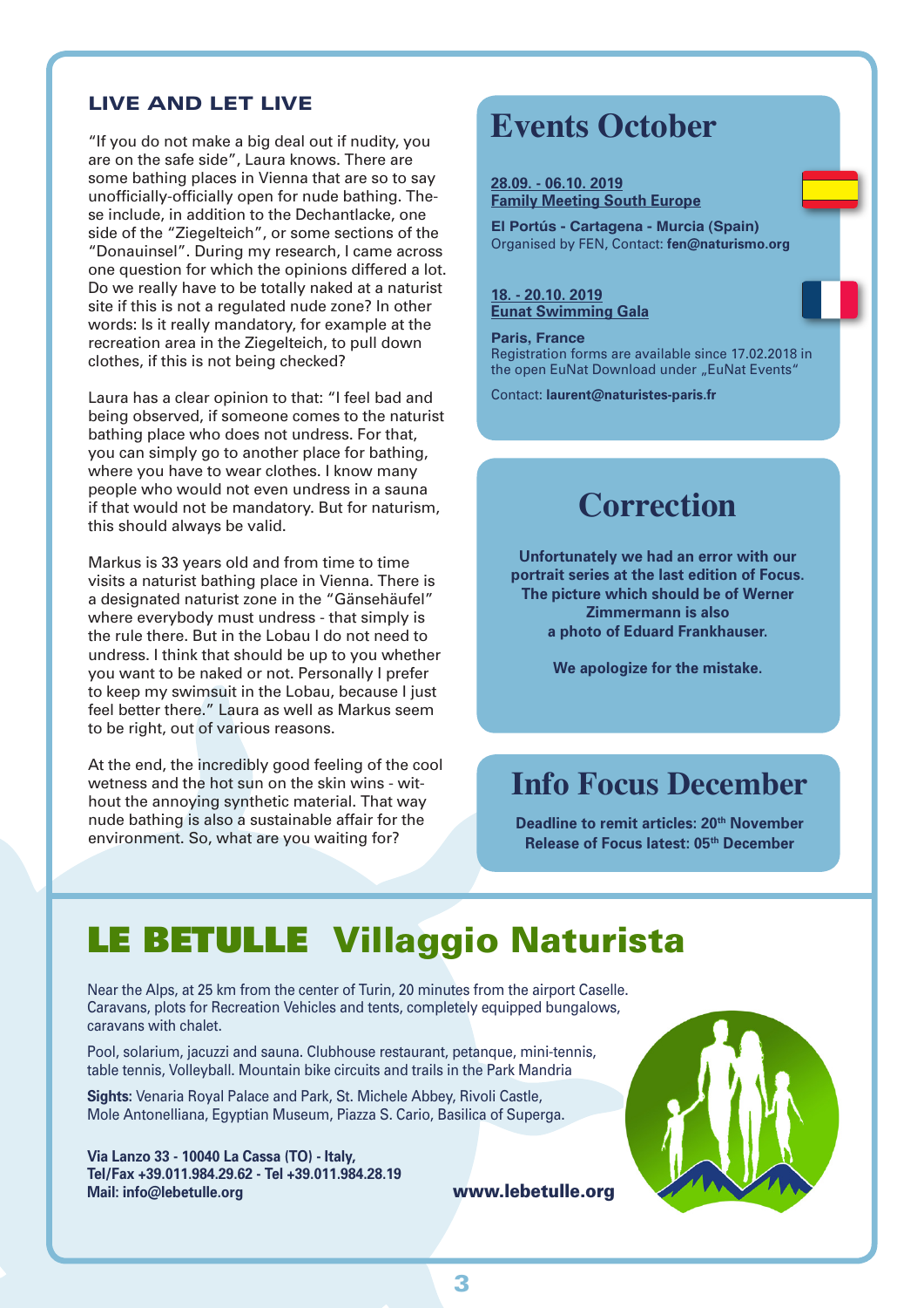## LIVE AND LET LIVE

"If you do not make a big deal out if nudity, you are on the safe side", Laura knows. There are some bathing places in Vienna that are so to say unofficially-officially open for nude bathing. These include, in addition to the Dechantlacke, one side of the "Ziegelteich", or some sections of the "Donauinsel". During my research, I came across one question for which the opinions differed a lot. Do we really have to be totally naked at a naturist site if this is not a regulated nude zone? In other words: Is it really mandatory, for example at the recreation area in the Ziegelteich, to pull down clothes, if this is not being checked?

Laura has a clear opinion to that: "I feel bad and being observed, if someone comes to the naturist bathing place who does not undress. For that, you can simply go to another place for bathing, where you have to wear clothes. I know many people who would not even undress in a sauna if that would not be mandatory. But for naturism, this should always be valid.

Markus is 33 years old and from time to time visits a naturist bathing place in Vienna. There is a designated naturist zone in the "Gänsehäufel" where everybody must undress - that simply is the rule there. But in the Lobau I do not need to undress. I think that should be up to you whether you want to be naked or not. Personally I prefer to keep my swimsuit in the Lobau, because I just feel better there." Laura as well as Markus seem to be right, out of various reasons.

At the end, the incredibly good feeling of the cool wetness and the hot sun on the skin wins - without the annoying synthetic material. That way nude bathing is also a sustainable affair for the environment. So, what are you waiting for?

# Events October

**28.09. - 06.10. 2019**
**Family Meeting South Europe**

**El Portús - Cartagena - Murcia (Spain)**
Organised by FEN, Contact: **fen@naturismo.org**

**18. - 20.10. 2019**
**Eunat Swimming Gala**

**Paris, France**
Registration forms are available since 17.02.2018 in the open EuNat Download under „EuNat Events"

Contact: **laurent@naturistes-paris.fr**

# Correction

**Unfortunately we had an error with our portrait series at the last edition of Focus. The picture which should be of Werner Zimmermann is also a photo of Eduard Frankhauser.**

**We apologize for the mistake.**

# Info Focus December

**Deadline to remit articles: 20th November**
**Release of Focus latest: 05th December**

# LE BETULLE Villaggio Naturista

Near the Alps, at 25 km from the center of Turin, 20 minutes from the airport Caselle. Caravans, plots for Recreation Vehicles and tents, completely equipped bungalows, caravans with chalet.

Pool, solarium, jacuzzi and sauna. Clubhouse restaurant, petanque, mini-tennis, table tennis, Volleyball. Mountain bike circuits and trails in the Park Mandria

**Sights:** Venaria Royal Palace and Park, St. Michele Abbey, Rivoli Castle, Mole Antonelliana, Egyptian Museum, Piazza S. Cario, Basilica of Superga.

**Via Lanzo 33 - 10040 La Cassa (TO) - Italy,**
**Tel/Fax +39.011.984.29.62 - Tel +39.011.984.28.19**
**Mail: info@lebetulle.org**

**www.lebetulle.org**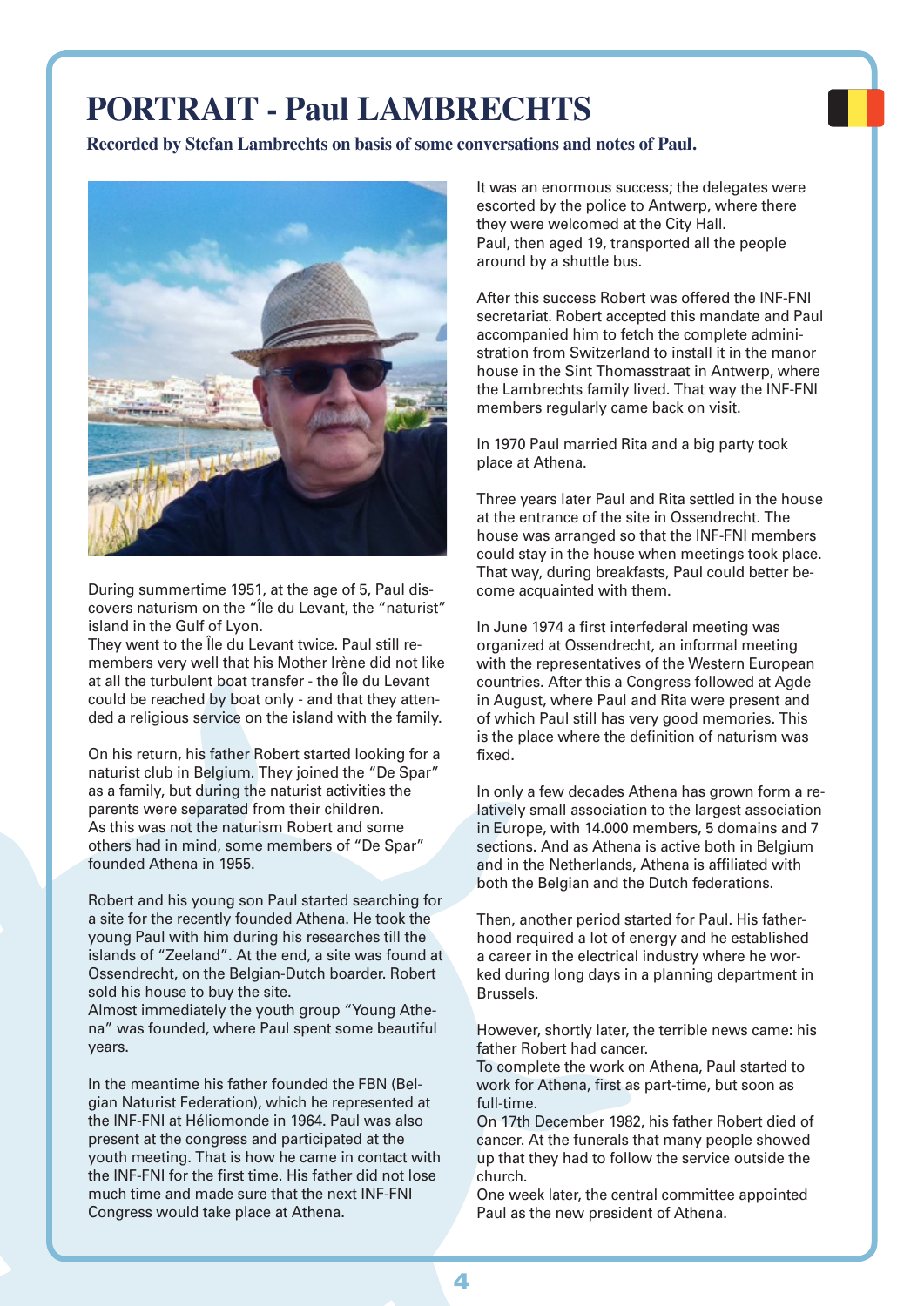# PORTRAIT - Paul LAMBRECHTS

**Recorded by Stefan Lambrechts on basis of some conversations and notes of Paul.**

During summertime 1951, at the age of 5, Paul discovers naturism on the "Île du Levant, the "naturist" island in the Gulf of Lyon.
They went to the Île du Levant twice. Paul still remembers very well that his Mother Irène did not like at all the turbulent boat transfer - the Île du Levant could be reached by boat only - and that they attended a religious service on the island with the family.

On his return, his father Robert started looking for a naturist club in Belgium. They joined the "De Spar" as a family, but during the naturist activities the parents were separated from their children.
As this was not the naturism Robert and some others had in mind, some members of "De Spar" founded Athena in 1955.

Robert and his young son Paul started searching for a site for the recently founded Athena. He took the young Paul with him during his researches till the islands of "Zeeland". At the end, a site was found at Ossendrecht, on the Belgian-Dutch boarder. Robert sold his house to buy the site.
Almost immediately the youth group "Young Athena" was founded, where Paul spent some beautiful years.

In the meantime his father founded the FBN (Belgian Naturist Federation), which he represented at the INF-FNI at Héliomonde in 1964. Paul was also present at the congress and participated at the youth meeting. That is how he came in contact with the INF-FNI for the first time. His father did not lose much time and made sure that the next INF-FNI Congress would take place at Athena.

It was an enormous success; the delegates were escorted by the police to Antwerp, where there they were welcomed at the City Hall.
Paul, then aged 19, transported all the people around by a shuttle bus.

After this success Robert was offered the INF-FNI secretariat. Robert accepted this mandate and Paul accompanied him to fetch the complete administration from Switzerland to install it in the manor house in the Sint Thomasstraat in Antwerp, where the Lambrechts family lived. That way the INF-FNI members regularly came back on visit.

In 1970 Paul married Rita and a big party took place at Athena.

Three years later Paul and Rita settled in the house at the entrance of the site in Ossendrecht. The house was arranged so that the INF-FNI members could stay in the house when meetings took place. That way, during breakfasts, Paul could better become acquainted with them.

In June 1974 a first interfederal meeting was organized at Ossendrecht, an informal meeting with the representatives of the Western European countries. After this a Congress followed at Agde in August, where Paul and Rita were present and of which Paul still has very good memories. This is the place where the definition of naturism was fixed.

In only a few decades Athena has grown form a relatively small association to the largest association in Europe, with 14.000 members, 5 domains and 7 sections. And as Athena is active both in Belgium and in the Netherlands, Athena is affiliated with both the Belgian and the Dutch federations.

Then, another period started for Paul. His fatherhood required a lot of energy and he established a career in the electrical industry where he worked during long days in a planning department in Brussels.

However, shortly later, the terrible news came: his father Robert had cancer.
To complete the work on Athena, Paul started to work for Athena, first as part-time, but soon as full-time.
On 17th December 1982, his father Robert died of cancer. At the funerals that many people showed up that they had to follow the service outside the church.
One week later, the central committee appointed Paul as the new president of Athena.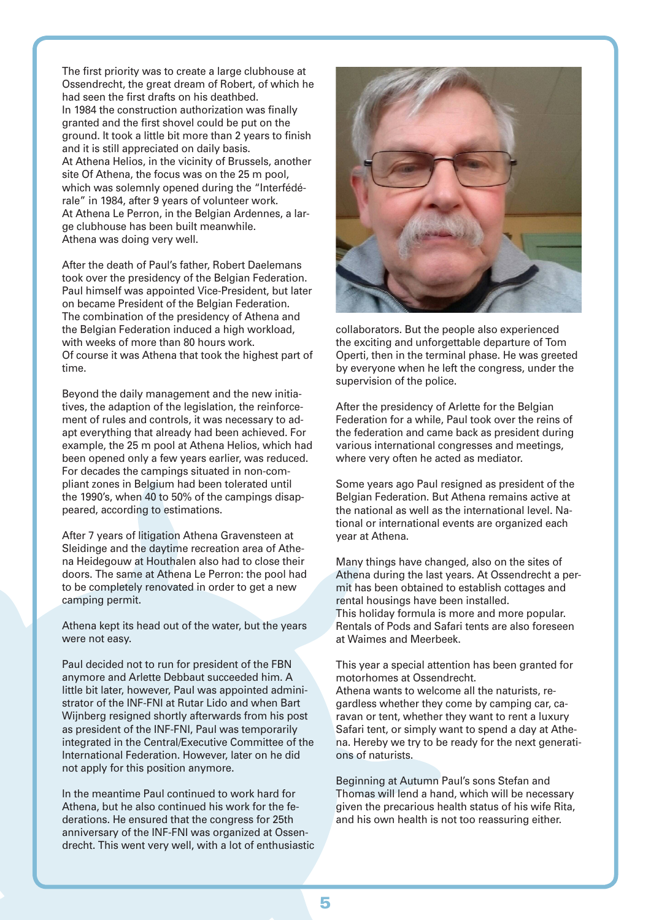The first priority was to create a large clubhouse at Ossendrecht, the great dream of Robert, of which he had seen the first drafts on his deathbed.
In 1984 the construction authorization was finally granted and the first shovel could be put on the ground. It took a little bit more than 2 years to finish and it is still appreciated on daily basis.
At Athena Helios, in the vicinity of Brussels, another site Of Athena, the focus was on the 25 m pool, which was solemnly opened during the "Interfédérale" in 1984, after 9 years of volunteer work.
At Athena Le Perron, in the Belgian Ardennes, a large clubhouse has been built meanwhile.
Athena was doing very well.

After the death of Paul's father, Robert Daelemans took over the presidency of the Belgian Federation. Paul himself was appointed Vice-President, but later on became President of the Belgian Federation.
The combination of the presidency of Athena and the Belgian Federation induced a high workload, with weeks of more than 80 hours work.
Of course it was Athena that took the highest part of time.

Beyond the daily management and the new initiatives, the adaption of the legislation, the reinforcement of rules and controls, it was necessary to adapt everything that already had been achieved. For example, the 25 m pool at Athena Helios, which had been opened only a few years earlier, was reduced.
For decades the campings situated in non-compliant zones in Belgium had been tolerated until the 1990's, when 40 to 50% of the campings disappeared, according to estimations.

After 7 years of litigation Athena Gravensteen at Sleidinge and the daytime recreation area of Athena Heidegouw at Houthalen also had to close their doors. The same at Athena Le Perron: the pool had to be completely renovated in order to get a new camping permit.

Athena kept its head out of the water, but the years were not easy.

Paul decided not to run for president of the FBN anymore and Arlette Debbaut succeeded him. A little bit later, however, Paul was appointed administrator of the INF-FNI at Rutar Lido and when Bart Wijnberg resigned shortly afterwards from his post as president of the INF-FNI, Paul was temporarily integrated in the Central/Executive Committee of the International Federation. However, later on he did not apply for this position anymore.

In the meantime Paul continued to work hard for Athena, but he also continued his work for the federations. He ensured that the congress for 25th anniversary of the INF-FNI was organized at Ossendrecht. This went very well, with a lot of enthusiastic collaborators. But the people also experienced the exciting and unforgettable departure of Tom Operti, then in the terminal phase. He was greeted by everyone when he left the congress, under the supervision of the police.

After the presidency of Arlette for the Belgian Federation for a while, Paul took over the reins of the federation and came back as president during various international congresses and meetings, where very often he acted as mediator.

Some years ago Paul resigned as president of the Belgian Federation. But Athena remains active at the national as well as the international level. National or international events are organized each year at Athena.

Many things have changed, also on the sites of Athena during the last years. At Ossendrecht a permit has been obtained to establish cottages and rental housings have been installed.
This holiday formula is more and more popular. Rentals of Pods and Safari tents are also foreseen at Waimes and Meerbeek.

This year a special attention has been granted for motorhomes at Ossendrecht.
Athena wants to welcome all the naturists, regardless whether they come by camping car, caravan or tent, whether they want to rent a luxury Safari tent, or simply want to spend a day at Athena. Hereby we try to be ready for the next generations of naturists.

Beginning at Autumn Paul's sons Stefan and Thomas will lend a hand, which will be necessary given the precarious health status of his wife Rita, and his own health is not too reassuring either.